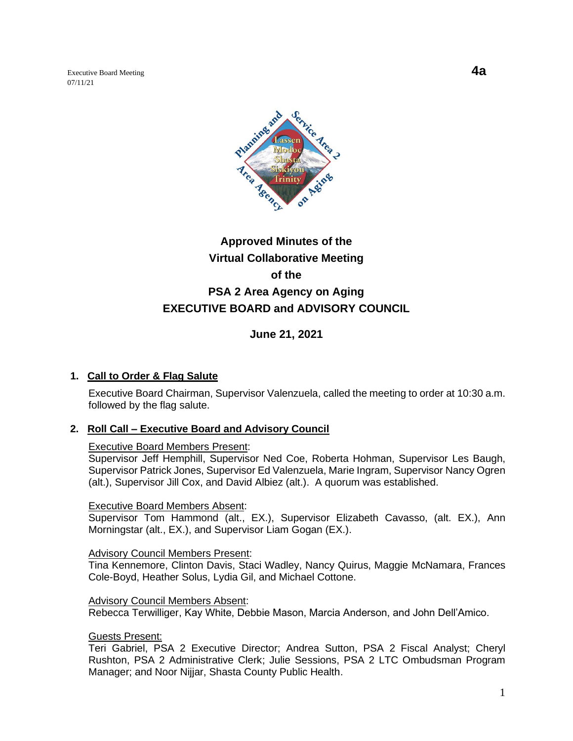Executive Board Meeting
07/11/21

**4a**

# Approved Minutes of the Virtual Collaborative Meeting of the PSA 2 Area Agency on Aging EXECUTIVE BOARD and ADVISORY COUNCIL

**June 21, 2021**

## 1. Call to Order & Flag Salute

Executive Board Chairman, Supervisor Valenzuela, called the meeting to order at 10:30 a.m. followed by the flag salute.

## 2. Roll Call – Executive Board and Advisory Council

Executive Board Members Present:
Supervisor Jeff Hemphill, Supervisor Ned Coe, Roberta Hohman, Supervisor Les Baugh, Supervisor Patrick Jones, Supervisor Ed Valenzuela, Marie Ingram, Supervisor Nancy Ogren (alt.), Supervisor Jill Cox, and David Albiez (alt.). A quorum was established.

Executive Board Members Absent:
Supervisor Tom Hammond (alt., EX.), Supervisor Elizabeth Cavasso, (alt. EX.), Ann Morningstar (alt., EX.), and Supervisor Liam Gogan (EX.).

Advisory Council Members Present:
Tina Kennemore, Clinton Davis, Staci Wadley, Nancy Quirus, Maggie McNamara, Frances Cole-Boyd, Heather Solus, Lydia Gil, and Michael Cottone.

Advisory Council Members Absent:
Rebecca Terwilliger, Kay White, Debbie Mason, Marcia Anderson, and John Dell'Amico.

Guests Present:
Teri Gabriel, PSA 2 Executive Director; Andrea Sutton, PSA 2 Fiscal Analyst; Cheryl Rushton, PSA 2 Administrative Clerk; Julie Sessions, PSA 2 LTC Ombudsman Program Manager; and Noor Nijjar, Shasta County Public Health.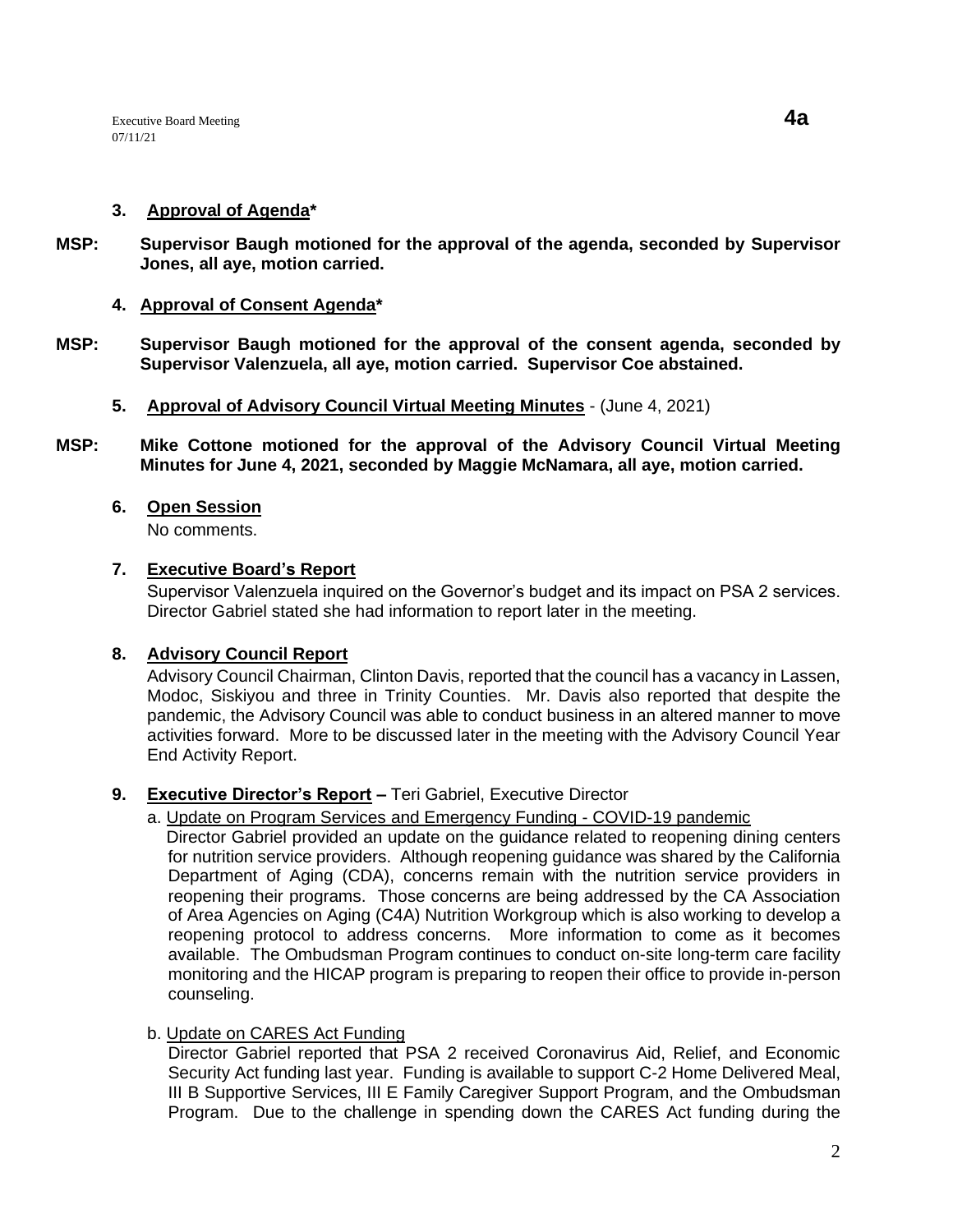### 3. Approval of Agenda*

**MSP: Supervisor Baugh motioned for the approval of the agenda, seconded by Supervisor Jones, all aye, motion carried.**

### 4. Approval of Consent Agenda*

**MSP: Supervisor Baugh motioned for the approval of the consent agenda, seconded by Supervisor Valenzuela, all aye, motion carried. Supervisor Coe abstained.**

### 5. Approval of Advisory Council Virtual Meeting Minutes - (June 4, 2021)

**MSP: Mike Cottone motioned for the approval of the Advisory Council Virtual Meeting Minutes for June 4, 2021, seconded by Maggie McNamara, all aye, motion carried.**

### 6. Open Session

No comments.

### 7. Executive Board's Report

Supervisor Valenzuela inquired on the Governor's budget and its impact on PSA 2 services. Director Gabriel stated she had information to report later in the meeting.

### 8. Advisory Council Report

Advisory Council Chairman, Clinton Davis, reported that the council has a vacancy in Lassen, Modoc, Siskiyou and three in Trinity Counties. Mr. Davis also reported that despite the pandemic, the Advisory Council was able to conduct business in an altered manner to move activities forward. More to be discussed later in the meeting with the Advisory Council Year End Activity Report.

### 9. Executive Director's Report – Teri Gabriel, Executive Director

a. Update on Program Services and Emergency Funding - COVID-19 pandemic

Director Gabriel provided an update on the guidance related to reopening dining centers for nutrition service providers. Although reopening guidance was shared by the California Department of Aging (CDA), concerns remain with the nutrition service providers in reopening their programs. Those concerns are being addressed by the CA Association of Area Agencies on Aging (C4A) Nutrition Workgroup which is also working to develop a reopening protocol to address concerns. More information to come as it becomes available. The Ombudsman Program continues to conduct on-site long-term care facility monitoring and the HICAP program is preparing to reopen their office to provide in-person counseling.

b. Update on CARES Act Funding

Director Gabriel reported that PSA 2 received Coronavirus Aid, Relief, and Economic Security Act funding last year. Funding is available to support C-2 Home Delivered Meal, III B Supportive Services, III E Family Caregiver Support Program, and the Ombudsman Program. Due to the challenge in spending down the CARES Act funding during the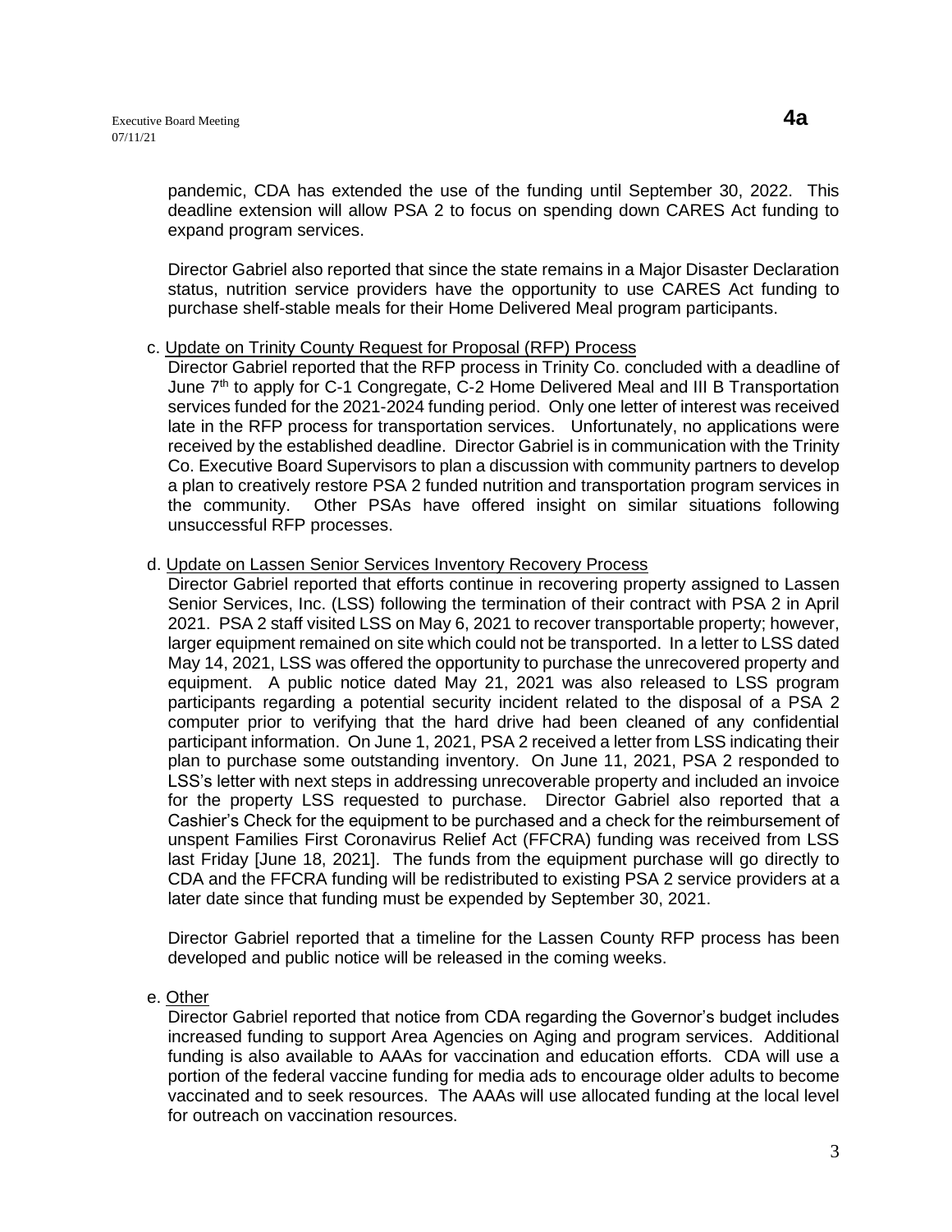pandemic, CDA has extended the use of the funding until September 30, 2022. This deadline extension will allow PSA 2 to focus on spending down CARES Act funding to expand program services.

Director Gabriel also reported that since the state remains in a Major Disaster Declaration status, nutrition service providers have the opportunity to use CARES Act funding to purchase shelf-stable meals for their Home Delivered Meal program participants.

c. Update on Trinity County Request for Proposal (RFP) Process

Director Gabriel reported that the RFP process in Trinity Co. concluded with a deadline of June 7th to apply for C-1 Congregate, C-2 Home Delivered Meal and III B Transportation services funded for the 2021-2024 funding period. Only one letter of interest was received late in the RFP process for transportation services. Unfortunately, no applications were received by the established deadline. Director Gabriel is in communication with the Trinity Co. Executive Board Supervisors to plan a discussion with community partners to develop a plan to creatively restore PSA 2 funded nutrition and transportation program services in the community. Other PSAs have offered insight on similar situations following unsuccessful RFP processes.

d. Update on Lassen Senior Services Inventory Recovery Process

Director Gabriel reported that efforts continue in recovering property assigned to Lassen Senior Services, Inc. (LSS) following the termination of their contract with PSA 2 in April 2021. PSA 2 staff visited LSS on May 6, 2021 to recover transportable property; however, larger equipment remained on site which could not be transported. In a letter to LSS dated May 14, 2021, LSS was offered the opportunity to purchase the unrecovered property and equipment. A public notice dated May 21, 2021 was also released to LSS program participants regarding a potential security incident related to the disposal of a PSA 2 computer prior to verifying that the hard drive had been cleaned of any confidential participant information. On June 1, 2021, PSA 2 received a letter from LSS indicating their plan to purchase some outstanding inventory. On June 11, 2021, PSA 2 responded to LSS's letter with next steps in addressing unrecoverable property and included an invoice for the property LSS requested to purchase. Director Gabriel also reported that a Cashier's Check for the equipment to be purchased and a check for the reimbursement of unspent Families First Coronavirus Relief Act (FFCRA) funding was received from LSS last Friday [June 18, 2021]. The funds from the equipment purchase will go directly to CDA and the FFCRA funding will be redistributed to existing PSA 2 service providers at a later date since that funding must be expended by September 30, 2021.

Director Gabriel reported that a timeline for the Lassen County RFP process has been developed and public notice will be released in the coming weeks.

e. Other

Director Gabriel reported that notice from CDA regarding the Governor's budget includes increased funding to support Area Agencies on Aging and program services. Additional funding is also available to AAAs for vaccination and education efforts. CDA will use a portion of the federal vaccine funding for media ads to encourage older adults to become vaccinated and to seek resources. The AAAs will use allocated funding at the local level for outreach on vaccination resources.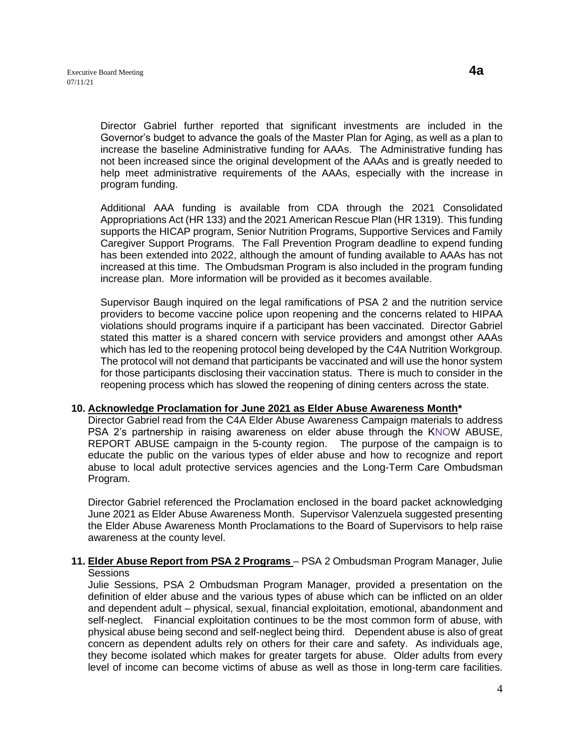Director Gabriel further reported that significant investments are included in the Governor's budget to advance the goals of the Master Plan for Aging, as well as a plan to increase the baseline Administrative funding for AAAs. The Administrative funding has not been increased since the original development of the AAAs and is greatly needed to help meet administrative requirements of the AAAs, especially with the increase in program funding.

Additional AAA funding is available from CDA through the 2021 Consolidated Appropriations Act (HR 133) and the 2021 American Rescue Plan (HR 1319). This funding supports the HICAP program, Senior Nutrition Programs, Supportive Services and Family Caregiver Support Programs. The Fall Prevention Program deadline to expend funding has been extended into 2022, although the amount of funding available to AAAs has not increased at this time. The Ombudsman Program is also included in the program funding increase plan. More information will be provided as it becomes available.

Supervisor Baugh inquired on the legal ramifications of PSA 2 and the nutrition service providers to become vaccine police upon reopening and the concerns related to HIPAA violations should programs inquire if a participant has been vaccinated. Director Gabriel stated this matter is a shared concern with service providers and amongst other AAAs which has led to the reopening protocol being developed by the C4A Nutrition Workgroup. The protocol will not demand that participants be vaccinated and will use the honor system for those participants disclosing their vaccination status. There is much to consider in the reopening process which has slowed the reopening of dining centers across the state.

**10. Acknowledge Proclamation for June 2021 as Elder Abuse Awareness Month***

Director Gabriel read from the C4A Elder Abuse Awareness Campaign materials to address PSA 2's partnership in raising awareness on elder abuse through the KNOW ABUSE, REPORT ABUSE campaign in the 5-county region. The purpose of the campaign is to educate the public on the various types of elder abuse and how to recognize and report abuse to local adult protective services agencies and the Long-Term Care Ombudsman Program.

Director Gabriel referenced the Proclamation enclosed in the board packet acknowledging June 2021 as Elder Abuse Awareness Month. Supervisor Valenzuela suggested presenting the Elder Abuse Awareness Month Proclamations to the Board of Supervisors to help raise awareness at the county level.

**11. Elder Abuse Report from PSA 2 Programs** – PSA 2 Ombudsman Program Manager, Julie Sessions

Julie Sessions, PSA 2 Ombudsman Program Manager, provided a presentation on the definition of elder abuse and the various types of abuse which can be inflicted on an older and dependent adult – physical, sexual, financial exploitation, emotional, abandonment and self-neglect. Financial exploitation continues to be the most common form of abuse, with physical abuse being second and self-neglect being third. Dependent abuse is also of great concern as dependent adults rely on others for their care and safety. As individuals age, they become isolated which makes for greater targets for abuse. Older adults from every level of income can become victims of abuse as well as those in long-term care facilities.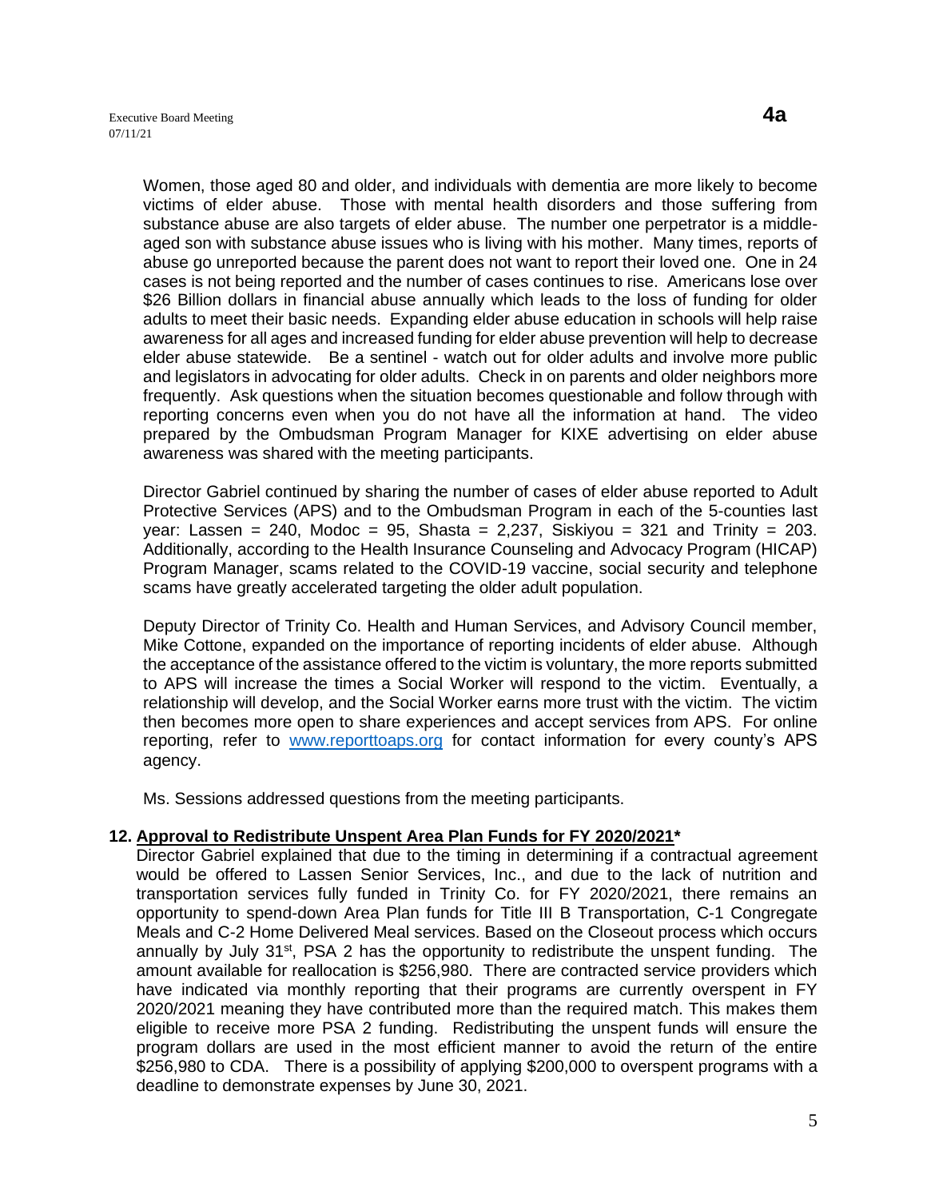Women, those aged 80 and older, and individuals with dementia are more likely to become victims of elder abuse. Those with mental health disorders and those suffering from substance abuse are also targets of elder abuse. The number one perpetrator is a middle-aged son with substance abuse issues who is living with his mother. Many times, reports of abuse go unreported because the parent does not want to report their loved one. One in 24 cases is not being reported and the number of cases continues to rise. Americans lose over $26 Billion dollars in financial abuse annually which leads to the loss of funding for older adults to meet their basic needs. Expanding elder abuse education in schools will help raise awareness for all ages and increased funding for elder abuse prevention will help to decrease elder abuse statewide. Be a sentinel - watch out for older adults and involve more public and legislators in advocating for older adults. Check in on parents and older neighbors more frequently. Ask questions when the situation becomes questionable and follow through with reporting concerns even when you do not have all the information at hand. The video prepared by the Ombudsman Program Manager for KIXE advertising on elder abuse awareness was shared with the meeting participants.

Director Gabriel continued by sharing the number of cases of elder abuse reported to Adult Protective Services (APS) and to the Ombudsman Program in each of the 5-counties last year: Lassen = 240, Modoc = 95, Shasta = 2,237, Siskiyou = 321 and Trinity = 203. Additionally, according to the Health Insurance Counseling and Advocacy Program (HICAP) Program Manager, scams related to the COVID-19 vaccine, social security and telephone scams have greatly accelerated targeting the older adult population.

Deputy Director of Trinity Co. Health and Human Services, and Advisory Council member, Mike Cottone, expanded on the importance of reporting incidents of elder abuse. Although the acceptance of the assistance offered to the victim is voluntary, the more reports submitted to APS will increase the times a Social Worker will respond to the victim. Eventually, a relationship will develop, and the Social Worker earns more trust with the victim. The victim then becomes more open to share experiences and accept services from APS. For online reporting, refer to [www.reporttoaps.org](http://www.reporttoaps.org) for contact information for every county's APS agency.

Ms. Sessions addressed questions from the meeting participants.

**12. Approval to Redistribute Unspent Area Plan Funds for FY 2020/2021***

Director Gabriel explained that due to the timing in determining if a contractual agreement would be offered to Lassen Senior Services, Inc., and due to the lack of nutrition and transportation services fully funded in Trinity Co. for FY 2020/2021, there remains an opportunity to spend-down Area Plan funds for Title III B Transportation, C-1 Congregate Meals and C-2 Home Delivered Meal services. Based on the Closeout process which occurs annually by July 31st, PSA 2 has the opportunity to redistribute the unspent funding. The amount available for reallocation is $256,980. There are contracted service providers which have indicated via monthly reporting that their programs are currently overspent in FY 2020/2021 meaning they have contributed more than the required match. This makes them eligible to receive more PSA 2 funding. Redistributing the unspent funds will ensure the program dollars are used in the most efficient manner to avoid the return of the entire $256,980 to CDA. There is a possibility of applying $200,000 to overspent programs with a deadline to demonstrate expenses by June 30, 2021.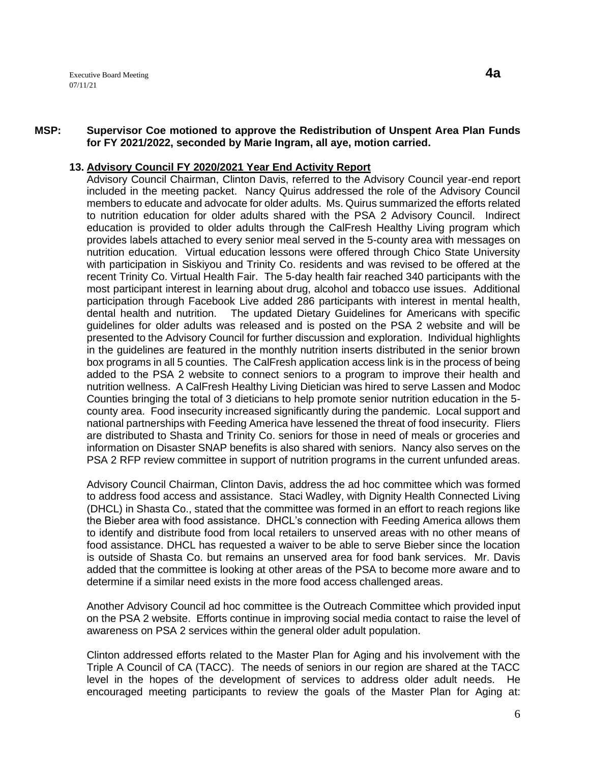**MSP: Supervisor Coe motioned to approve the Redistribution of Unspent Area Plan Funds for FY 2021/2022, seconded by Marie Ingram, all aye, motion carried.**

**13. <u>Advisory Council FY 2020/2021 Year End Activity Report</u>**

Advisory Council Chairman, Clinton Davis, referred to the Advisory Council year-end report included in the meeting packet. Nancy Quirus addressed the role of the Advisory Council members to educate and advocate for older adults. Ms. Quirus summarized the efforts related to nutrition education for older adults shared with the PSA 2 Advisory Council. Indirect education is provided to older adults through the CalFresh Healthy Living program which provides labels attached to every senior meal served in the 5-county area with messages on nutrition education. Virtual education lessons were offered through Chico State University with participation in Siskiyou and Trinity Co. residents and was revised to be offered at the recent Trinity Co. Virtual Health Fair. The 5-day health fair reached 340 participants with the most participant interest in learning about drug, alcohol and tobacco use issues. Additional participation through Facebook Live added 286 participants with interest in mental health, dental health and nutrition. The updated Dietary Guidelines for Americans with specific guidelines for older adults was released and is posted on the PSA 2 website and will be presented to the Advisory Council for further discussion and exploration. Individual highlights in the guidelines are featured in the monthly nutrition inserts distributed in the senior brown box programs in all 5 counties. The CalFresh application access link is in the process of being added to the PSA 2 website to connect seniors to a program to improve their health and nutrition wellness. A CalFresh Healthy Living Dietician was hired to serve Lassen and Modoc Counties bringing the total of 3 dieticians to help promote senior nutrition education in the 5-county area. Food insecurity increased significantly during the pandemic. Local support and national partnerships with Feeding America have lessened the threat of food insecurity. Fliers are distributed to Shasta and Trinity Co. seniors for those in need of meals or groceries and information on Disaster SNAP benefits is also shared with seniors. Nancy also serves on the PSA 2 RFP review committee in support of nutrition programs in the current unfunded areas.

Advisory Council Chairman, Clinton Davis, address the ad hoc committee which was formed to address food access and assistance. Staci Wadley, with Dignity Health Connected Living (DHCL) in Shasta Co., stated that the committee was formed in an effort to reach regions like the Bieber area with food assistance. DHCL's connection with Feeding America allows them to identify and distribute food from local retailers to unserved areas with no other means of food assistance. DHCL has requested a waiver to be able to serve Bieber since the location is outside of Shasta Co. but remains an unserved area for food bank services. Mr. Davis added that the committee is looking at other areas of the PSA to become more aware and to determine if a similar need exists in the more food access challenged areas.

Another Advisory Council ad hoc committee is the Outreach Committee which provided input on the PSA 2 website. Efforts continue in improving social media contact to raise the level of awareness on PSA 2 services within the general older adult population.

Clinton addressed efforts related to the Master Plan for Aging and his involvement with the Triple A Council of CA (TACC). The needs of seniors in our region are shared at the TACC level in the hopes of the development of services to address older adult needs. He encouraged meeting participants to review the goals of the Master Plan for Aging at: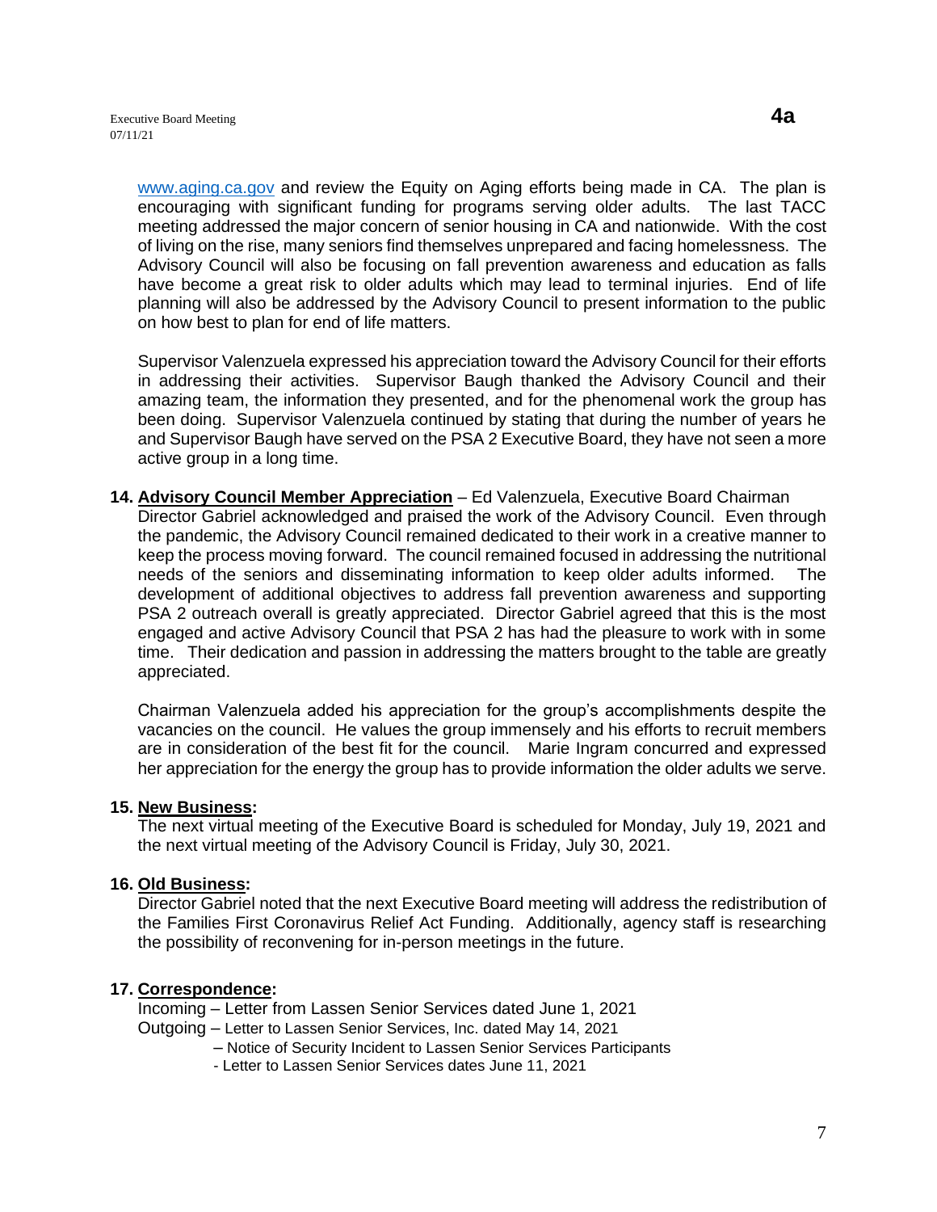www.aging.ca.gov and review the Equity on Aging efforts being made in CA. The plan is encouraging with significant funding for programs serving older adults. The last TACC meeting addressed the major concern of senior housing in CA and nationwide. With the cost of living on the rise, many seniors find themselves unprepared and facing homelessness. The Advisory Council will also be focusing on fall prevention awareness and education as falls have become a great risk to older adults which may lead to terminal injuries. End of life planning will also be addressed by the Advisory Council to present information to the public on how best to plan for end of life matters.

Supervisor Valenzuela expressed his appreciation toward the Advisory Council for their efforts in addressing their activities. Supervisor Baugh thanked the Advisory Council and their amazing team, the information they presented, and for the phenomenal work the group has been doing. Supervisor Valenzuela continued by stating that during the number of years he and Supervisor Baugh have served on the PSA 2 Executive Board, they have not seen a more active group in a long time.

**14. Advisory Council Member Appreciation** – Ed Valenzuela, Executive Board Chairman

Director Gabriel acknowledged and praised the work of the Advisory Council. Even through the pandemic, the Advisory Council remained dedicated to their work in a creative manner to keep the process moving forward. The council remained focused in addressing the nutritional needs of the seniors and disseminating information to keep older adults informed. The development of additional objectives to address fall prevention awareness and supporting PSA 2 outreach overall is greatly appreciated. Director Gabriel agreed that this is the most engaged and active Advisory Council that PSA 2 has had the pleasure to work with in some time. Their dedication and passion in addressing the matters brought to the table are greatly appreciated.

Chairman Valenzuela added his appreciation for the group's accomplishments despite the vacancies on the council. He values the group immensely and his efforts to recruit members are in consideration of the best fit for the council. Marie Ingram concurred and expressed her appreciation for the energy the group has to provide information the older adults we serve.

**15. New Business:**

The next virtual meeting of the Executive Board is scheduled for Monday, July 19, 2021 and the next virtual meeting of the Advisory Council is Friday, July 30, 2021.

**16. Old Business:**

Director Gabriel noted that the next Executive Board meeting will address the redistribution of the Families First Coronavirus Relief Act Funding. Additionally, agency staff is researching the possibility of reconvening for in-person meetings in the future.

**17. Correspondence:**

Incoming – Letter from Lassen Senior Services dated June 1, 2021

Outgoing – Letter to Lassen Senior Services, Inc. dated May 14, 2021

– Notice of Security Incident to Lassen Senior Services Participants

- Letter to Lassen Senior Services dates June 11, 2021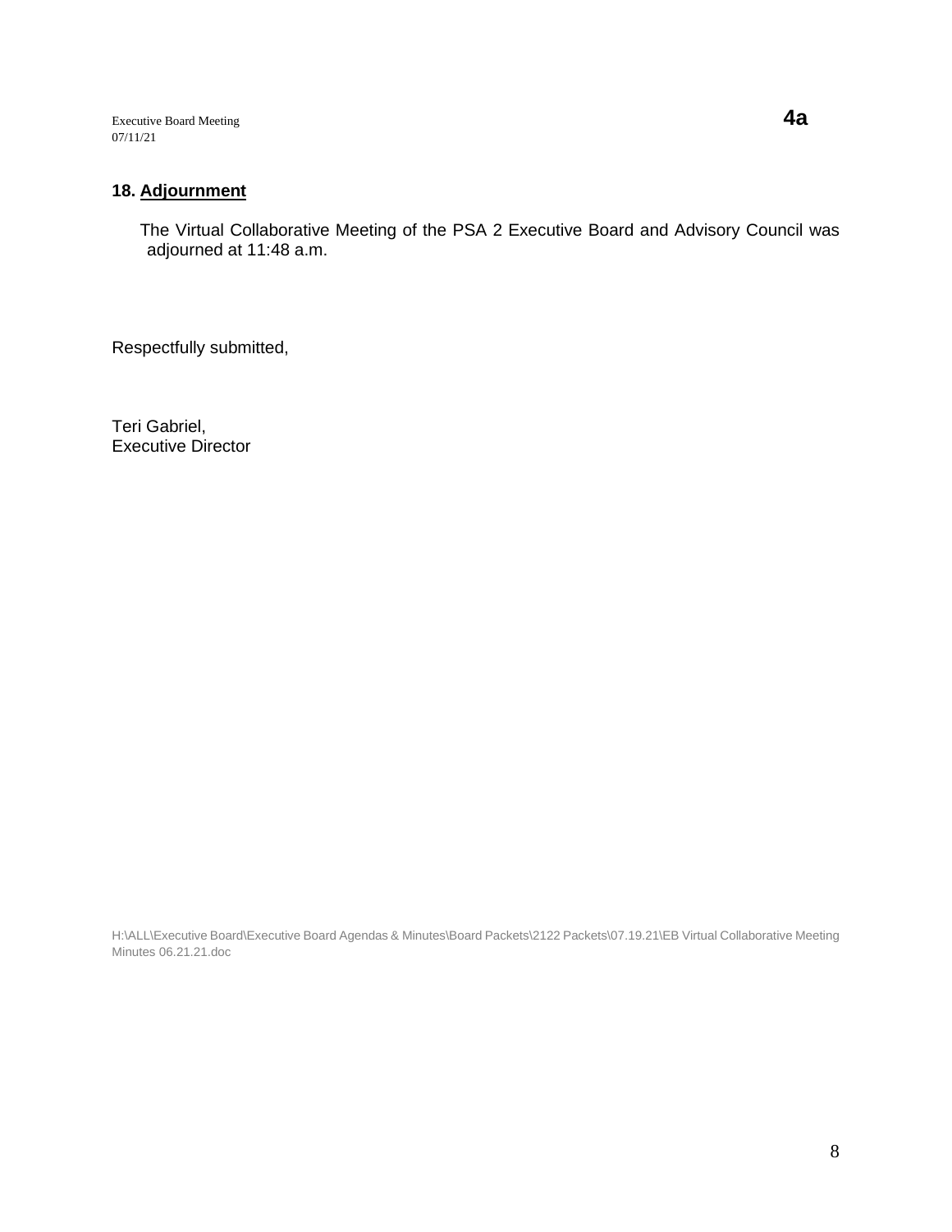## 18. Adjournment

The Virtual Collaborative Meeting of the PSA 2 Executive Board and Advisory Council was adjourned at 11:48 a.m.

Respectfully submitted,

Teri Gabriel,
Executive Director

H:\ALL\Executive Board\Executive Board Agendas & Minutes\Board Packets\2122 Packets\07.19.21\EB Virtual Collaborative Meeting Minutes 06.21.21.doc